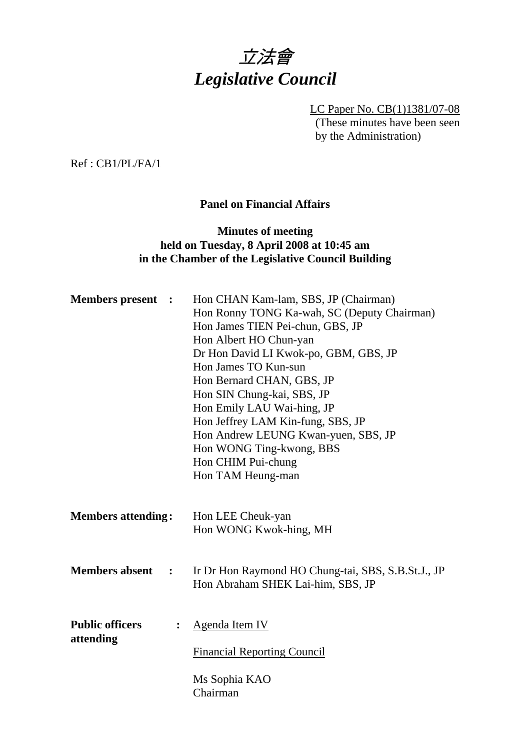# *立法會*
# *Legislative Council*

LC Paper No. CB(1)1381/07-08
(These minutes have been seen by the Administration)

Ref : CB1/PL/FA/1

**Panel on Financial Affairs**

**Minutes of meeting**
**held on Tuesday, 8 April 2008 at 10:45 am**
**in the Chamber of the Legislative Council Building**

**Members present :**

Hon CHAN Kam-lam, SBS, JP (Chairman)
Hon Ronny TONG Ka-wah, SC (Deputy Chairman)
Hon James TIEN Pei-chun, GBS, JP
Hon Albert HO Chun-yan
Dr Hon David LI Kwok-po, GBM, GBS, JP
Hon James TO Kun-sun
Hon Bernard CHAN, GBS, JP
Hon SIN Chung-kai, SBS, JP
Hon Emily LAU Wai-hing, JP
Hon Jeffrey LAM Kin-fung, SBS, JP
Hon Andrew LEUNG Kwan-yuen, SBS, JP
Hon WONG Ting-kwong, BBS
Hon CHIM Pui-chung
Hon TAM Heung-man

**Members attending :**

Hon LEE Cheuk-yan
Hon WONG Kwok-hing, MH

**Members absent :**

Ir Dr Hon Raymond HO Chung-tai, SBS, S.B.St.J., JP
Hon Abraham SHEK Lai-him, SBS, JP

**Public officers attending :**

Agenda Item IV

Financial Reporting Council

Ms Sophia KAO
Chairman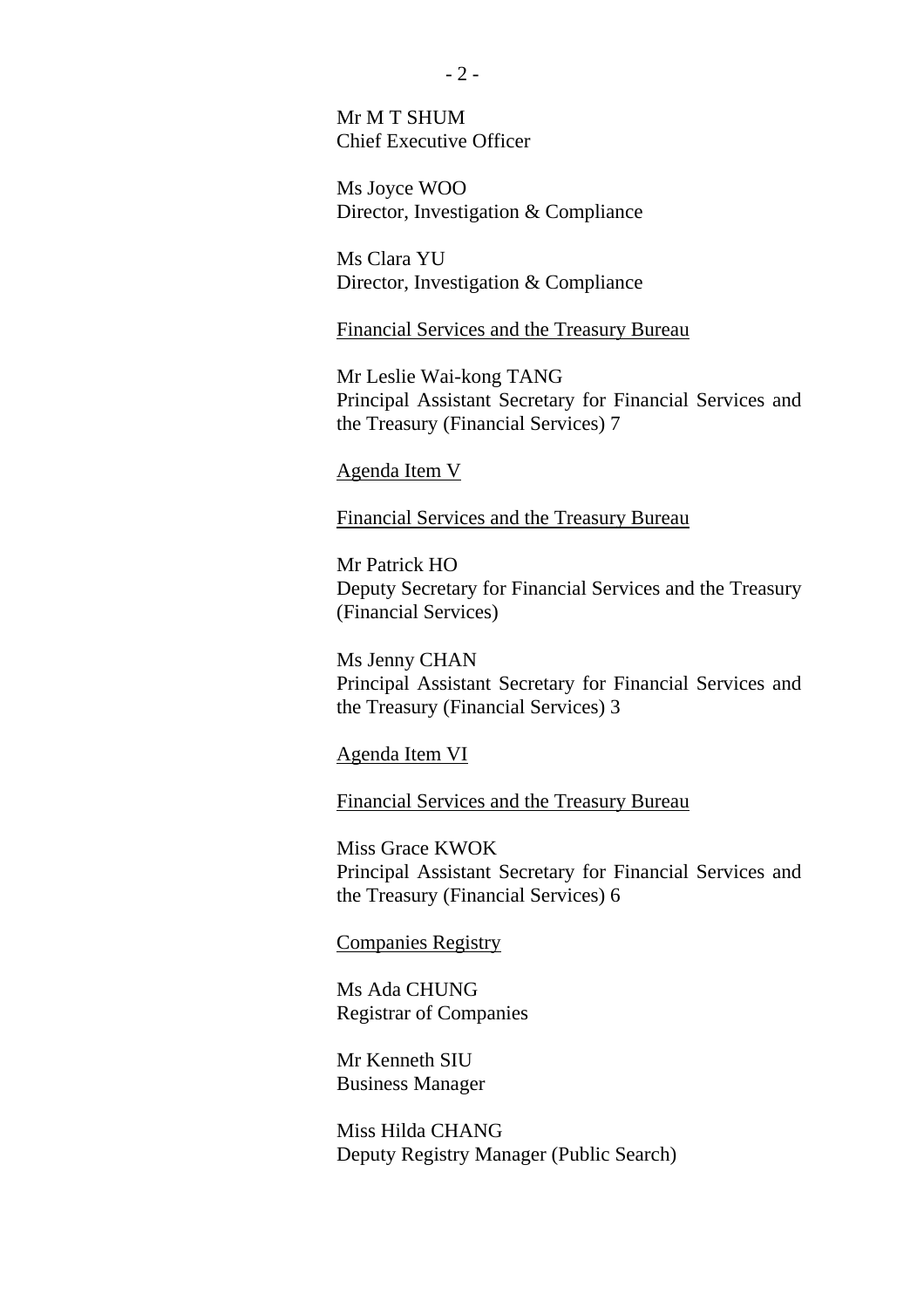Mr M T SHUM
Chief Executive Officer

Ms Joyce WOO
Director, Investigation & Compliance

Ms Clara YU
Director, Investigation & Compliance

<u>Financial Services and the Treasury Bureau</u>

Mr Leslie Wai-kong TANG
Principal Assistant Secretary for Financial Services and the Treasury (Financial Services) 7

<u>Agenda Item V</u>

<u>Financial Services and the Treasury Bureau</u>

Mr Patrick HO
Deputy Secretary for Financial Services and the Treasury (Financial Services)

Ms Jenny CHAN
Principal Assistant Secretary for Financial Services and the Treasury (Financial Services) 3

<u>Agenda Item VI</u>

<u>Financial Services and the Treasury Bureau</u>

Miss Grace KWOK
Principal Assistant Secretary for Financial Services and the Treasury (Financial Services) 6

<u>Companies Registry</u>

Ms Ada CHUNG
Registrar of Companies

Mr Kenneth SIU
Business Manager

Miss Hilda CHANG
Deputy Registry Manager (Public Search)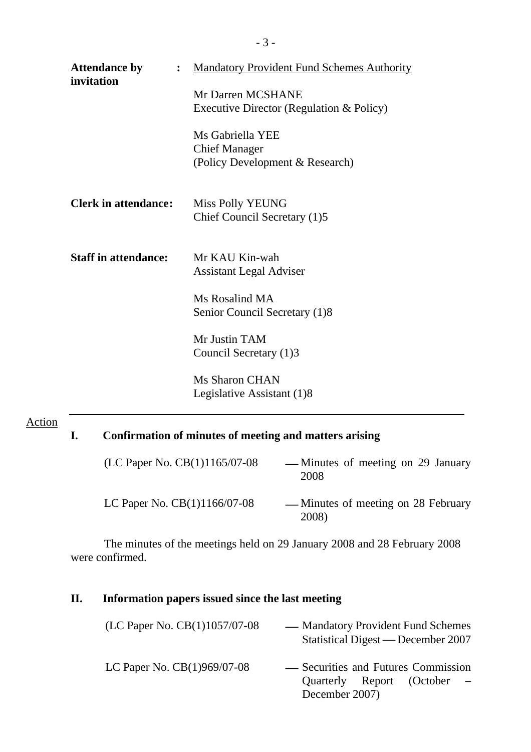**Attendance by invitation** : <u>Mandatory Provident Fund Schemes Authority</u>

Mr Darren MCSHANE
Executive Director (Regulation & Policy)

Ms Gabriella YEE
Chief Manager
(Policy Development & Research)

**Clerk in attendance:** Miss Polly YEUNG
Chief Council Secretary (1)5

**Staff in attendance:** Mr KAU Kin-wah
Assistant Legal Adviser

Ms Rosalind MA
Senior Council Secretary (1)8

Mr Justin TAM
Council Secretary (1)3

Ms Sharon CHAN
Legislative Assistant (1)8

---

<u>Action</u>

## I. Confirmation of minutes of meeting and matters arising

(LC Paper No. CB(1)1165/07-08 — Minutes of meeting on 29 January 2008

LC Paper No. CB(1)1166/07-08 — Minutes of meeting on 28 February 2008)

The minutes of the meetings held on 29 January 2008 and 28 February 2008 were confirmed.

## II. Information papers issued since the last meeting

(LC Paper No. CB(1)1057/07-08 — Mandatory Provident Fund Schemes Statistical Digest — December 2007

LC Paper No. CB(1)969/07-08 — Securities and Futures Commission Quarterly Report (October – December 2007)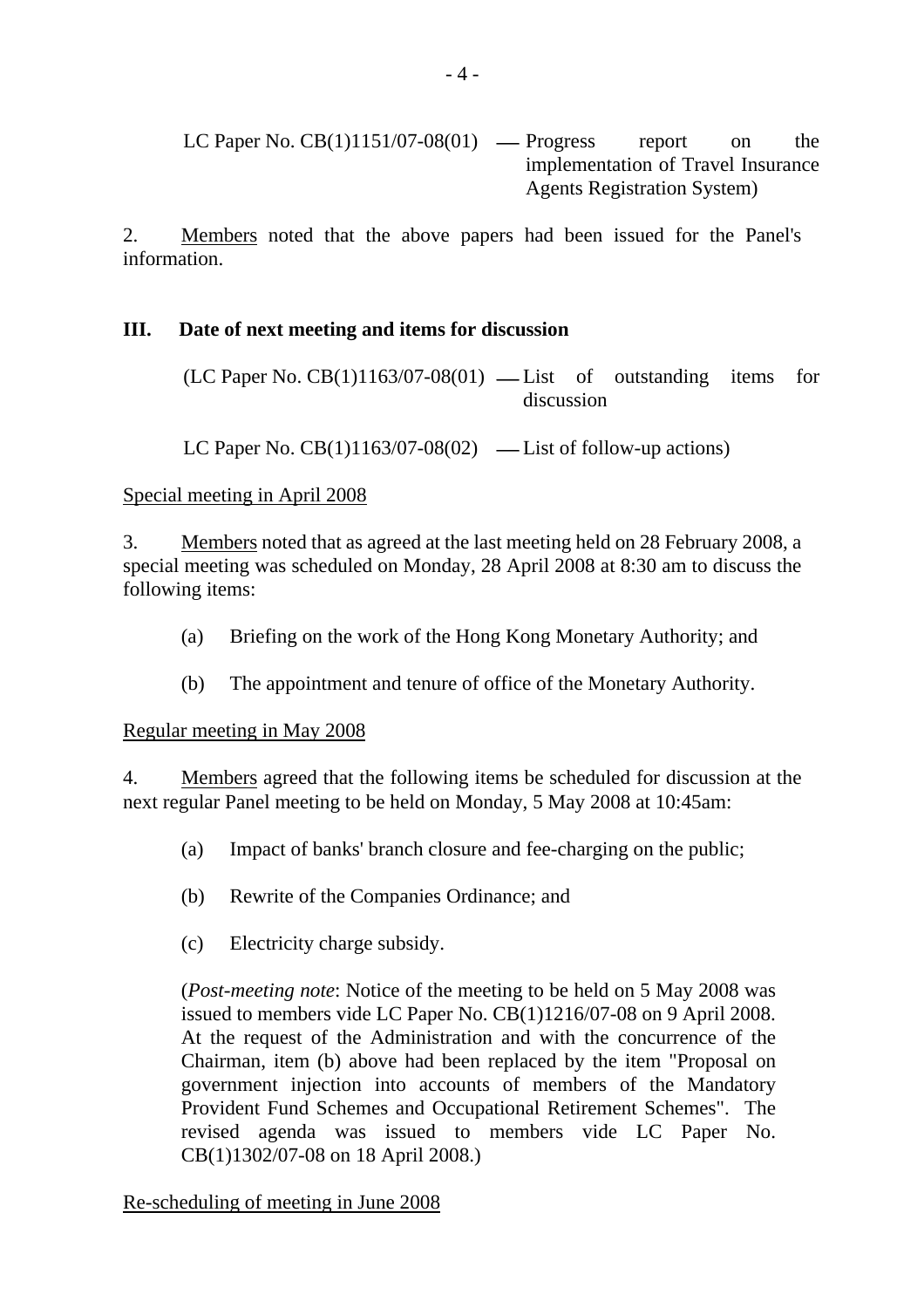LC Paper No. CB(1)1151/07-08(01) — Progress report on the implementation of Travel Insurance Agents Registration System)

2. Members noted that the above papers had been issued for the Panel's information.

### III. Date of next meeting and items for discussion

(LC Paper No. CB(1)1163/07-08(01) — List of outstanding items for discussion

LC Paper No. CB(1)1163/07-08(02) — List of follow-up actions)

Special meeting in April 2008

3. Members noted that as agreed at the last meeting held on 28 February 2008, a special meeting was scheduled on Monday, 28 April 2008 at 8:30 am to discuss the following items:

(a) Briefing on the work of the Hong Kong Monetary Authority; and

(b) The appointment and tenure of office of the Monetary Authority.

Regular meeting in May 2008

4. Members agreed that the following items be scheduled for discussion at the next regular Panel meeting to be held on Monday, 5 May 2008 at 10:45am:

(a) Impact of banks' branch closure and fee-charging on the public;

(b) Rewrite of the Companies Ordinance; and

(c) Electricity charge subsidy.

(*Post-meeting note*: Notice of the meeting to be held on 5 May 2008 was issued to members vide LC Paper No. CB(1)1216/07-08 on 9 April 2008. At the request of the Administration and with the concurrence of the Chairman, item (b) above had been replaced by the item "Proposal on government injection into accounts of members of the Mandatory Provident Fund Schemes and Occupational Retirement Schemes". The revised agenda was issued to members vide LC Paper No. CB(1)1302/07-08 on 18 April 2008.)

Re-scheduling of meeting in June 2008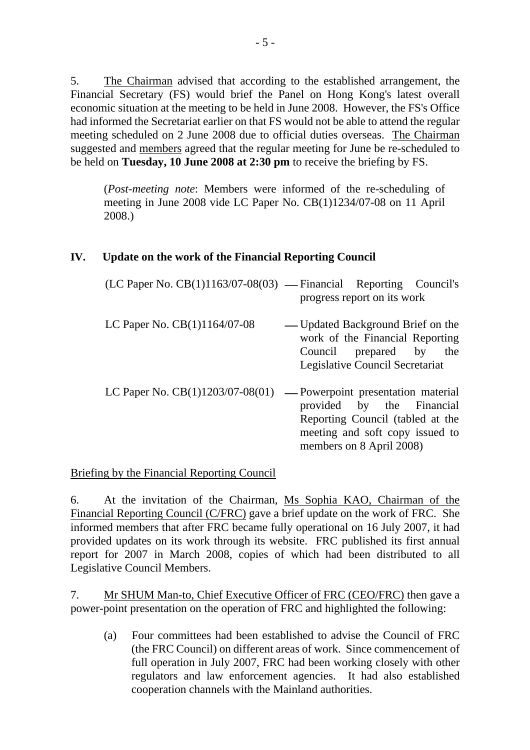5. The Chairman advised that according to the established arrangement, the Financial Secretary (FS) would brief the Panel on Hong Kong's latest overall economic situation at the meeting to be held in June 2008. However, the FS's Office had informed the Secretariat earlier on that FS would not be able to attend the regular meeting scheduled on 2 June 2008 due to official duties overseas. The Chairman suggested and members agreed that the regular meeting for June be re-scheduled to be held on **Tuesday, 10 June 2008 at 2:30 pm** to receive the briefing by FS.

> (*Post-meeting note*: Members were informed of the re-scheduling of meeting in June 2008 vide LC Paper No. CB(1)1234/07-08 on 11 April 2008.)

## IV. Update on the work of the Financial Reporting Council

| | |
|---|---|
| (LC Paper No. CB(1)1163/07-08(03) | — Financial Reporting Council's progress report on its work |
| LC Paper No. CB(1)1164/07-08 | — Updated Background Brief on the work of the Financial Reporting Council prepared by the Legislative Council Secretariat |
| LC Paper No. CB(1)1203/07-08(01) | — Powerpoint presentation material provided by the Financial Reporting Council (tabled at the meeting and soft copy issued to members on 8 April 2008) |

Briefing by the Financial Reporting Council

6. At the invitation of the Chairman, Ms Sophia KAO, Chairman of the Financial Reporting Council (C/FRC) gave a brief update on the work of FRC. She informed members that after FRC became fully operational on 16 July 2007, it had provided updates on its work through its website. FRC published its first annual report for 2007 in March 2008, copies of which had been distributed to all Legislative Council Members.

7. Mr SHUM Man-to, Chief Executive Officer of FRC (CEO/FRC) then gave a power-point presentation on the operation of FRC and highlighted the following:

(a) Four committees had been established to advise the Council of FRC (the FRC Council) on different areas of work. Since commencement of full operation in July 2007, FRC had been working closely with other regulators and law enforcement agencies. It had also established cooperation channels with the Mainland authorities.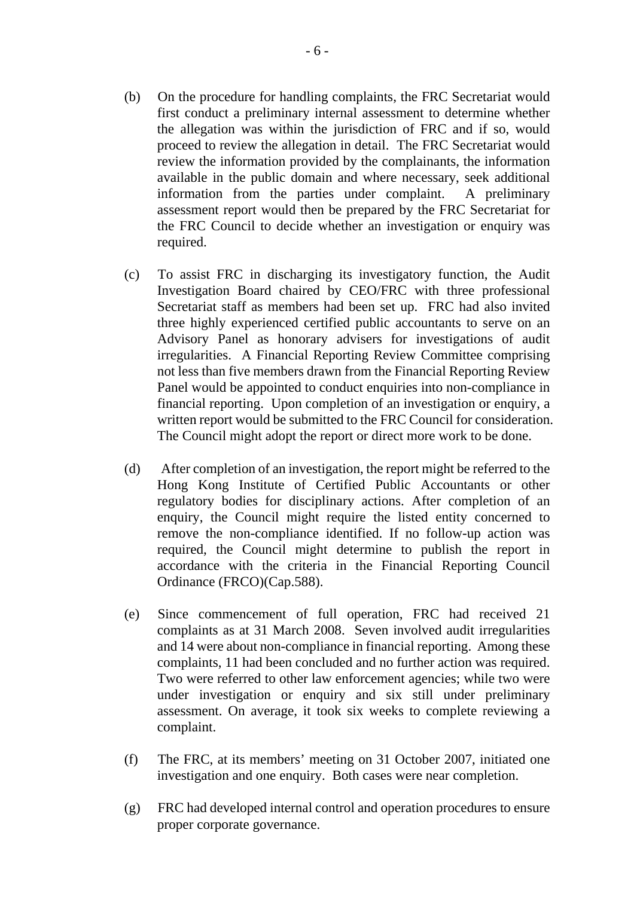(b) On the procedure for handling complaints, the FRC Secretariat would first conduct a preliminary internal assessment to determine whether the allegation was within the jurisdiction of FRC and if so, would proceed to review the allegation in detail. The FRC Secretariat would review the information provided by the complainants, the information available in the public domain and where necessary, seek additional information from the parties under complaint. A preliminary assessment report would then be prepared by the FRC Secretariat for the FRC Council to decide whether an investigation or enquiry was required.

(c) To assist FRC in discharging its investigatory function, the Audit Investigation Board chaired by CEO/FRC with three professional Secretariat staff as members had been set up. FRC had also invited three highly experienced certified public accountants to serve on an Advisory Panel as honorary advisers for investigations of audit irregularities. A Financial Reporting Review Committee comprising not less than five members drawn from the Financial Reporting Review Panel would be appointed to conduct enquiries into non-compliance in financial reporting. Upon completion of an investigation or enquiry, a written report would be submitted to the FRC Council for consideration. The Council might adopt the report or direct more work to be done.

(d) After completion of an investigation, the report might be referred to the Hong Kong Institute of Certified Public Accountants or other regulatory bodies for disciplinary actions. After completion of an enquiry, the Council might require the listed entity concerned to remove the non-compliance identified. If no follow-up action was required, the Council might determine to publish the report in accordance with the criteria in the Financial Reporting Council Ordinance (FRCO)(Cap.588).

(e) Since commencement of full operation, FRC had received 21 complaints as at 31 March 2008. Seven involved audit irregularities and 14 were about non-compliance in financial reporting. Among these complaints, 11 had been concluded and no further action was required. Two were referred to other law enforcement agencies; while two were under investigation or enquiry and six still under preliminary assessment. On average, it took six weeks to complete reviewing a complaint.

(f) The FRC, at its members' meeting on 31 October 2007, initiated one investigation and one enquiry. Both cases were near completion.

(g) FRC had developed internal control and operation procedures to ensure proper corporate governance.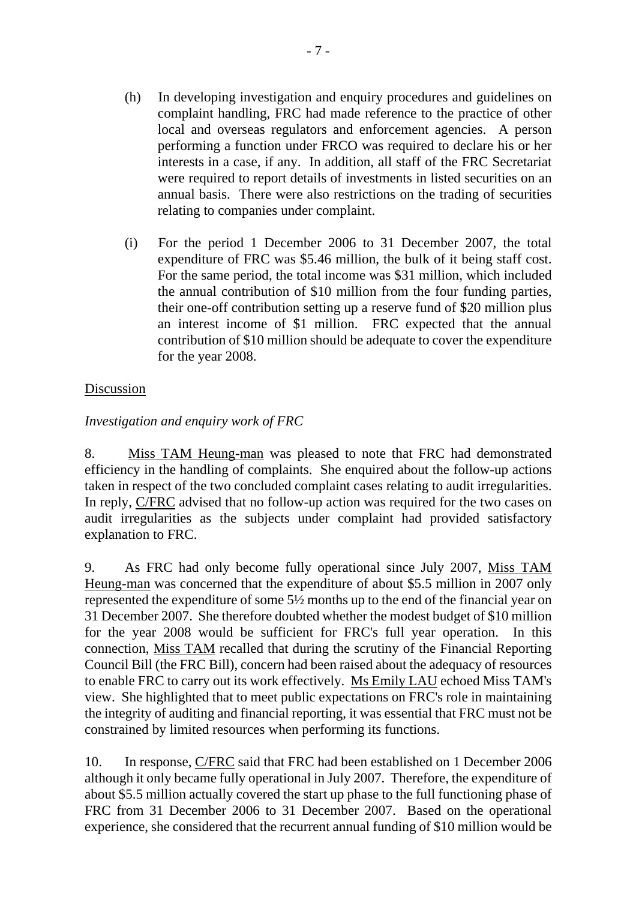(h) In developing investigation and enquiry procedures and guidelines on complaint handling, FRC had made reference to the practice of other local and overseas regulators and enforcement agencies. A person performing a function under FRCO was required to declare his or her interests in a case, if any. In addition, all staff of the FRC Secretariat were required to report details of investments in listed securities on an annual basis. There were also restrictions on the trading of securities relating to companies under complaint.

(i) For the period 1 December 2006 to 31 December 2007, the total expenditure of FRC was $5.46 million, the bulk of it being staff cost. For the same period, the total income was $31 million, which included the annual contribution of $10 million from the four funding parties, their one-off contribution setting up a reserve fund of $20 million plus an interest income of $1 million. FRC expected that the annual contribution of $10 million should be adequate to cover the expenditure for the year 2008.

<u>Discussion</u>

*Investigation and enquiry work of FRC*

8. <u>Miss TAM Heung-man</u> was pleased to note that FRC had demonstrated efficiency in the handling of complaints. She enquired about the follow-up actions taken in respect of the two concluded complaint cases relating to audit irregularities. In reply, <u>C/FRC</u> advised that no follow-up action was required for the two cases on audit irregularities as the subjects under complaint had provided satisfactory explanation to FRC.

9. As FRC had only become fully operational since July 2007, <u>Miss TAM Heung-man</u> was concerned that the expenditure of about $5.5 million in 2007 only represented the expenditure of some 5½ months up to the end of the financial year on 31 December 2007. She therefore doubted whether the modest budget of $10 million for the year 2008 would be sufficient for FRC's full year operation. In this connection, <u>Miss TAM</u> recalled that during the scrutiny of the Financial Reporting Council Bill (the FRC Bill), concern had been raised about the adequacy of resources to enable FRC to carry out its work effectively. <u>Ms Emily LAU</u> echoed Miss TAM's view. She highlighted that to meet public expectations on FRC's role in maintaining the integrity of auditing and financial reporting, it was essential that FRC must not be constrained by limited resources when performing its functions.

10. In response, <u>C/FRC</u> said that FRC had been established on 1 December 2006 although it only became fully operational in July 2007. Therefore, the expenditure of about $5.5 million actually covered the start up phase to the full functioning phase of FRC from 31 December 2006 to 31 December 2007. Based on the operational experience, she considered that the recurrent annual funding of $10 million would be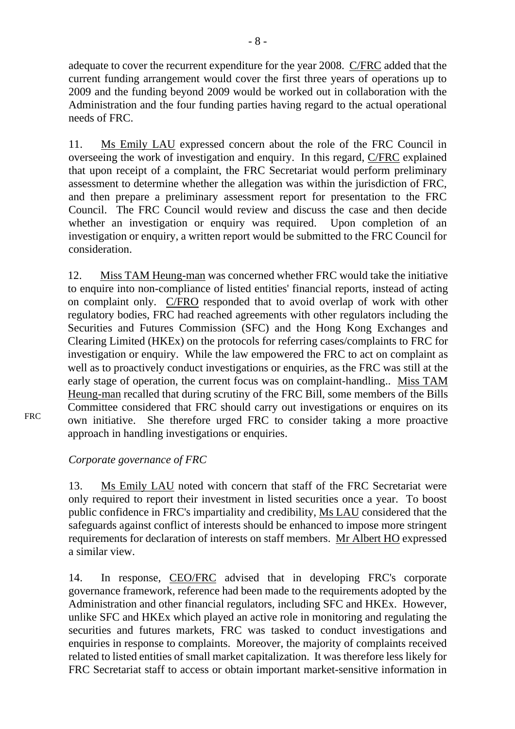adequate to cover the recurrent expenditure for the year 2008. C/FRC added that the current funding arrangement would cover the first three years of operations up to 2009 and the funding beyond 2009 would be worked out in collaboration with the Administration and the four funding parties having regard to the actual operational needs of FRC.

11. Ms Emily LAU expressed concern about the role of the FRC Council in overseeing the work of investigation and enquiry. In this regard, C/FRC explained that upon receipt of a complaint, the FRC Secretariat would perform preliminary assessment to determine whether the allegation was within the jurisdiction of FRC, and then prepare a preliminary assessment report for presentation to the FRC Council. The FRC Council would review and discuss the case and then decide whether an investigation or enquiry was required. Upon completion of an investigation or enquiry, a written report would be submitted to the FRC Council for consideration.

12. Miss TAM Heung-man was concerned whether FRC would take the initiative to enquire into non-compliance of listed entities' financial reports, instead of acting on complaint only. C/FRO responded that to avoid overlap of work with other regulatory bodies, FRC had reached agreements with other regulators including the Securities and Futures Commission (SFC) and the Hong Kong Exchanges and Clearing Limited (HKEx) on the protocols for referring cases/complaints to FRC for investigation or enquiry. While the law empowered the FRC to act on complaint as well as to proactively conduct investigations or enquiries, as the FRC was still at the early stage of operation, the current focus was on complaint-handling.. Miss TAM Heung-man recalled that during scrutiny of the FRC Bill, some members of the Bills Committee considered that FRC should carry out investigations or enquires on its own initiative. She therefore urged FRC to consider taking a more proactive approach in handling investigations or enquiries.

FRC

*Corporate governance of FRC*

13. Ms Emily LAU noted with concern that staff of the FRC Secretariat were only required to report their investment in listed securities once a year. To boost public confidence in FRC's impartiality and credibility, Ms LAU considered that the safeguards against conflict of interests should be enhanced to impose more stringent requirements for declaration of interests on staff members. Mr Albert HO expressed a similar view.

14. In response, CEO/FRC advised that in developing FRC's corporate governance framework, reference had been made to the requirements adopted by the Administration and other financial regulators, including SFC and HKEx. However, unlike SFC and HKEx which played an active role in monitoring and regulating the securities and futures markets, FRC was tasked to conduct investigations and enquiries in response to complaints. Moreover, the majority of complaints received related to listed entities of small market capitalization. It was therefore less likely for FRC Secretariat staff to access or obtain important market-sensitive information in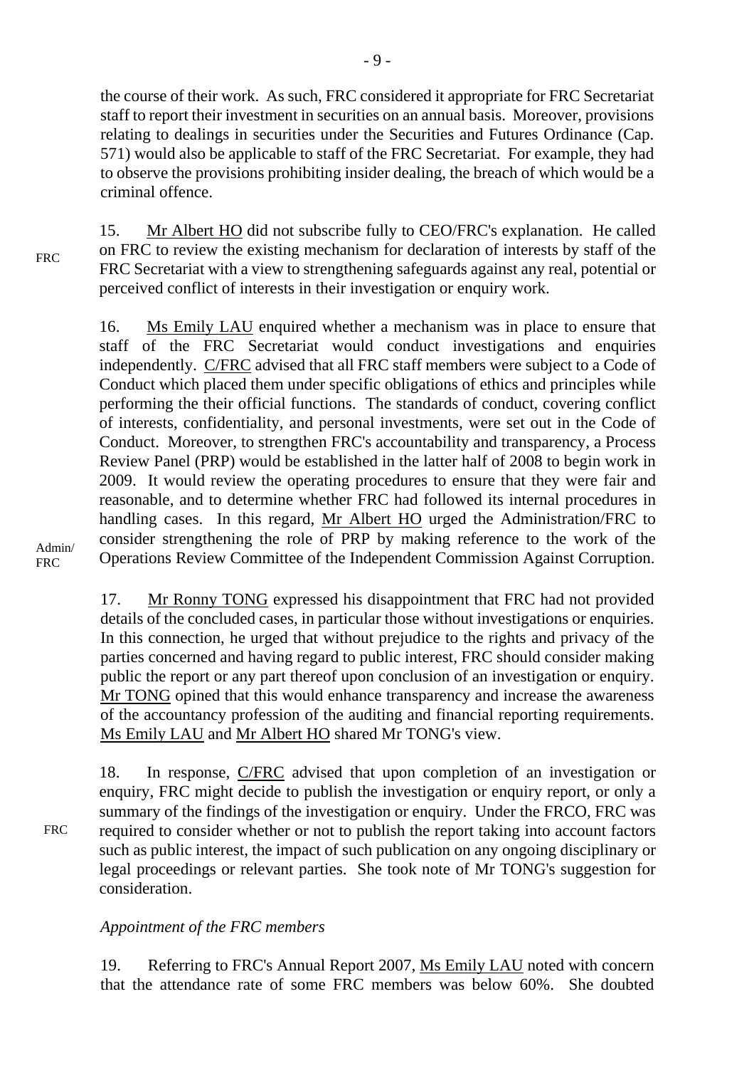the course of their work. As such, FRC considered it appropriate for FRC Secretariat staff to report their investment in securities on an annual basis. Moreover, provisions relating to dealings in securities under the Securities and Futures Ordinance (Cap. 571) would also be applicable to staff of the FRC Secretariat. For example, they had to observe the provisions prohibiting insider dealing, the breach of which would be a criminal offence.

FRC

15. Mr Albert HO did not subscribe fully to CEO/FRC's explanation. He called on FRC to review the existing mechanism for declaration of interests by staff of the FRC Secretariat with a view to strengthening safeguards against any real, potential or perceived conflict of interests in their investigation or enquiry work.

16. Ms Emily LAU enquired whether a mechanism was in place to ensure that staff of the FRC Secretariat would conduct investigations and enquiries independently. C/FRC advised that all FRC staff members were subject to a Code of Conduct which placed them under specific obligations of ethics and principles while performing the their official functions. The standards of conduct, covering conflict of interests, confidentiality, and personal investments, were set out in the Code of Conduct. Moreover, to strengthen FRC's accountability and transparency, a Process Review Panel (PRP) would be established in the latter half of 2008 to begin work in 2009. It would review the operating procedures to ensure that they were fair and reasonable, and to determine whether FRC had followed its internal procedures in handling cases. In this regard, Mr Albert HO urged the Administration/FRC to consider strengthening the role of PRP by making reference to the work of the Operations Review Committee of the Independent Commission Against Corruption.

Admin/ FRC

17. Mr Ronny TONG expressed his disappointment that FRC had not provided details of the concluded cases, in particular those without investigations or enquiries. In this connection, he urged that without prejudice to the rights and privacy of the parties concerned and having regard to public interest, FRC should consider making public the report or any part thereof upon conclusion of an investigation or enquiry. Mr TONG opined that this would enhance transparency and increase the awareness of the accountancy profession of the auditing and financial reporting requirements. Ms Emily LAU and Mr Albert HO shared Mr TONG's view.

FRC

18. In response, C/FRC advised that upon completion of an investigation or enquiry, FRC might decide to publish the investigation or enquiry report, or only a summary of the findings of the investigation or enquiry. Under the FRCO, FRC was required to consider whether or not to publish the report taking into account factors such as public interest, the impact of such publication on any ongoing disciplinary or legal proceedings or relevant parties. She took note of Mr TONG's suggestion for consideration.

*Appointment of the FRC members*

19. Referring to FRC's Annual Report 2007, Ms Emily LAU noted with concern that the attendance rate of some FRC members was below 60%. She doubted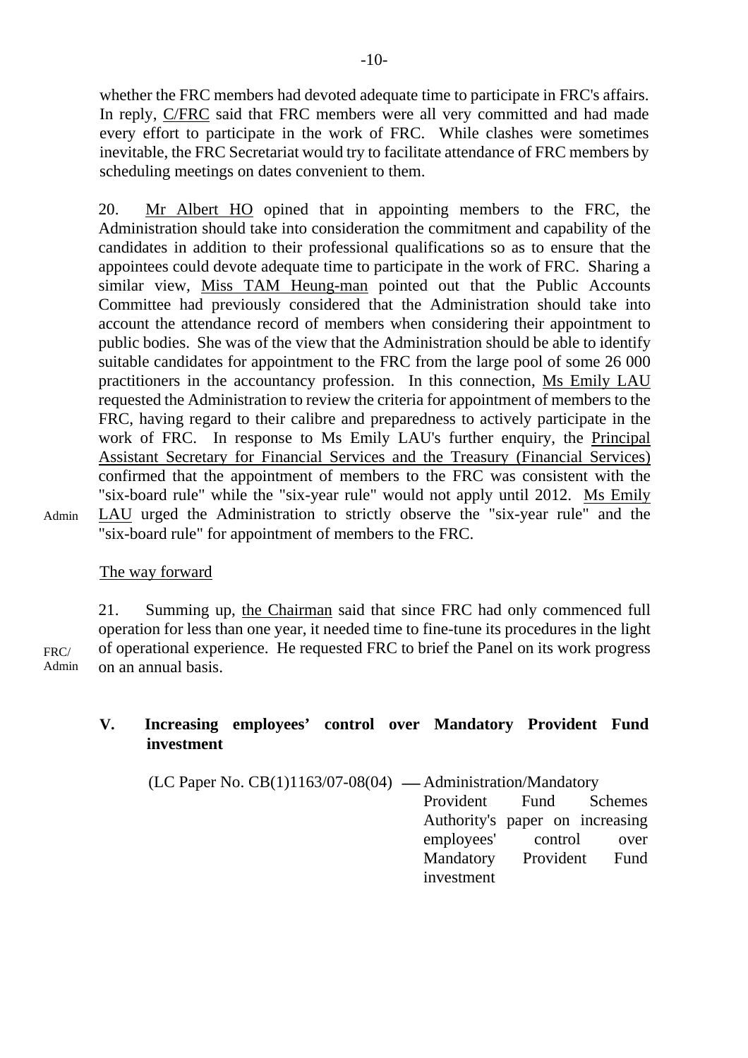whether the FRC members had devoted adequate time to participate in FRC's affairs. In reply, C/FRC said that FRC members were all very committed and had made every effort to participate in the work of FRC. While clashes were sometimes inevitable, the FRC Secretariat would try to facilitate attendance of FRC members by scheduling meetings on dates convenient to them.

20. Mr Albert HO opined that in appointing members to the FRC, the Administration should take into consideration the commitment and capability of the candidates in addition to their professional qualifications so as to ensure that the appointees could devote adequate time to participate in the work of FRC. Sharing a similar view, Miss TAM Heung-man pointed out that the Public Accounts Committee had previously considered that the Administration should take into account the attendance record of members when considering their appointment to public bodies. She was of the view that the Administration should be able to identify suitable candidates for appointment to the FRC from the large pool of some 26 000 practitioners in the accountancy profession. In this connection, Ms Emily LAU requested the Administration to review the criteria for appointment of members to the FRC, having regard to their calibre and preparedness to actively participate in the work of FRC. In response to Ms Emily LAU's further enquiry, the Principal Assistant Secretary for Financial Services and the Treasury (Financial Services) confirmed that the appointment of members to the FRC was consistent with the "six-board rule" while the "six-year rule" would not apply until 2012. Ms Emily LAU urged the Administration to strictly observe the "six-year rule" and the "six-board rule" for appointment of members to the FRC.

Admin

The way forward

21. Summing up, the Chairman said that since FRC had only commenced full operation for less than one year, it needed time to fine-tune its procedures in the light of operational experience. He requested FRC to brief the Panel on its work progress on an annual basis.

FRC/ Admin

## V. Increasing employees' control over Mandatory Provident Fund investment

(LC Paper No. CB(1)1163/07-08(04) — Administration/Mandatory Provident Fund Schemes Authority's paper on increasing employees' control over Mandatory Provident Fund investment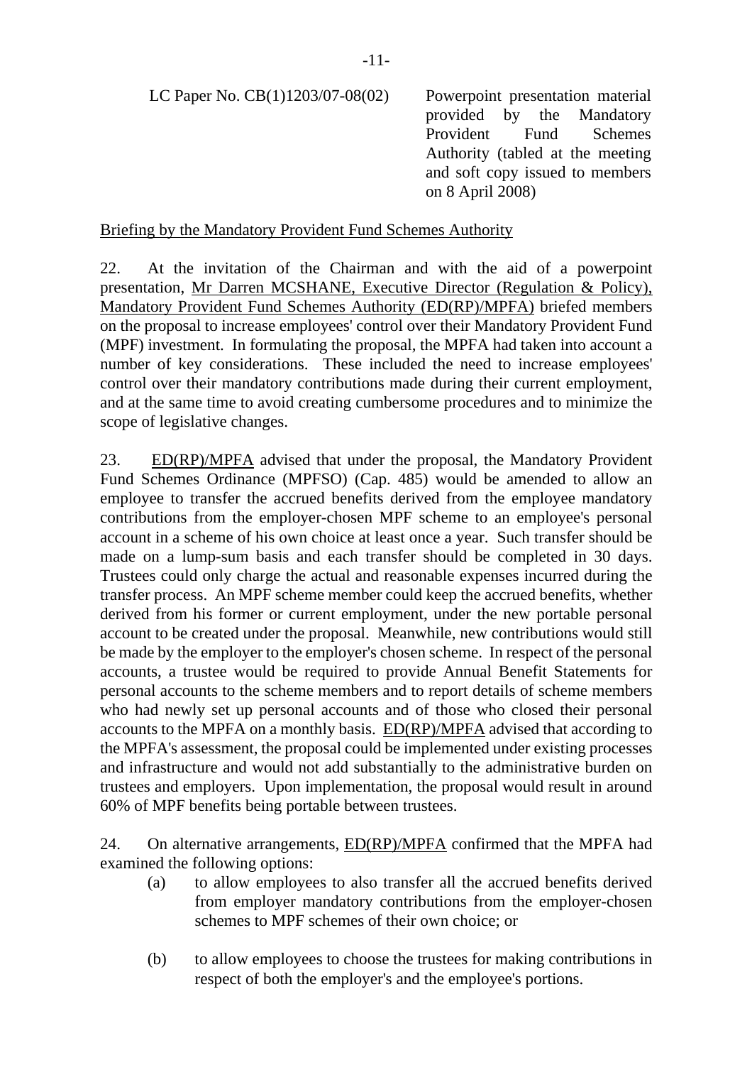LC Paper No. CB(1)1203/07-08(02) — Powerpoint presentation material provided by the Mandatory Provident Fund Schemes Authority (tabled at the meeting and soft copy issued to members on 8 April 2008)

Briefing by the Mandatory Provident Fund Schemes Authority

22. At the invitation of the Chairman and with the aid of a powerpoint presentation, Mr Darren MCSHANE, Executive Director (Regulation & Policy), Mandatory Provident Fund Schemes Authority (ED(RP)/MPFA) briefed members on the proposal to increase employees' control over their Mandatory Provident Fund (MPF) investment. In formulating the proposal, the MPFA had taken into account a number of key considerations. These included the need to increase employees' control over their mandatory contributions made during their current employment, and at the same time to avoid creating cumbersome procedures and to minimize the scope of legislative changes.

23. ED(RP)/MPFA advised that under the proposal, the Mandatory Provident Fund Schemes Ordinance (MPFSO) (Cap. 485) would be amended to allow an employee to transfer the accrued benefits derived from the employee mandatory contributions from the employer-chosen MPF scheme to an employee's personal account in a scheme of his own choice at least once a year. Such transfer should be made on a lump-sum basis and each transfer should be completed in 30 days. Trustees could only charge the actual and reasonable expenses incurred during the transfer process. An MPF scheme member could keep the accrued benefits, whether derived from his former or current employment, under the new portable personal account to be created under the proposal. Meanwhile, new contributions would still be made by the employer to the employer's chosen scheme. In respect of the personal accounts, a trustee would be required to provide Annual Benefit Statements for personal accounts to the scheme members and to report details of scheme members who had newly set up personal accounts and of those who closed their personal accounts to the MPFA on a monthly basis. ED(RP)/MPFA advised that according to the MPFA's assessment, the proposal could be implemented under existing processes and infrastructure and would not add substantially to the administrative burden on trustees and employers. Upon implementation, the proposal would result in around 60% of MPF benefits being portable between trustees.

24. On alternative arrangements, ED(RP)/MPFA confirmed that the MPFA had examined the following options:

(a) to allow employees to also transfer all the accrued benefits derived from employer mandatory contributions from the employer-chosen schemes to MPF schemes of their own choice; or

(b) to allow employees to choose the trustees for making contributions in respect of both the employer's and the employee's portions.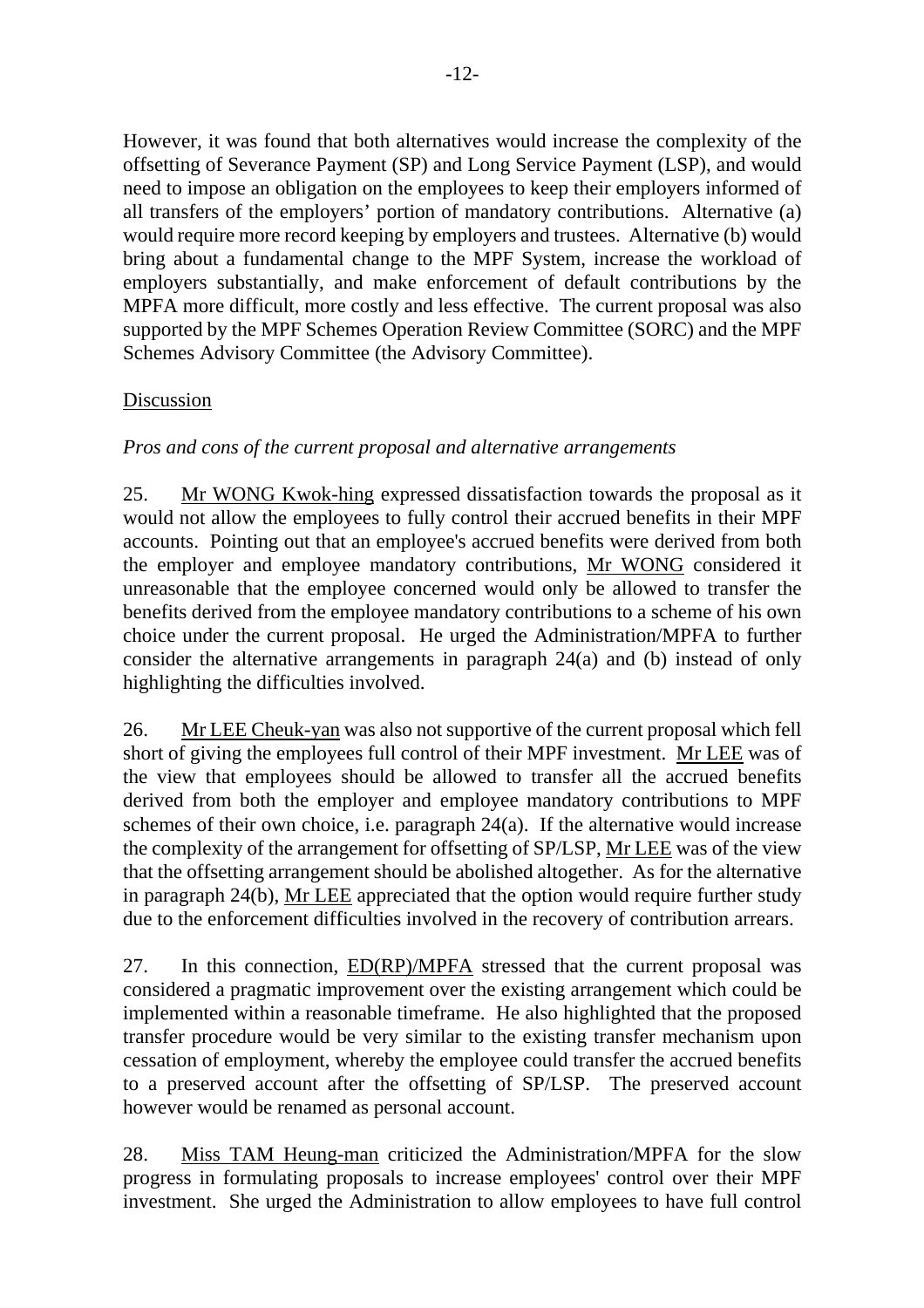However, it was found that both alternatives would increase the complexity of the offsetting of Severance Payment (SP) and Long Service Payment (LSP), and would need to impose an obligation on the employees to keep their employers informed of all transfers of the employers' portion of mandatory contributions. Alternative (a) would require more record keeping by employers and trustees. Alternative (b) would bring about a fundamental change to the MPF System, increase the workload of employers substantially, and make enforcement of default contributions by the MPFA more difficult, more costly and less effective. The current proposal was also supported by the MPF Schemes Operation Review Committee (SORC) and the MPF Schemes Advisory Committee (the Advisory Committee).

<u>Discussion</u>

*Pros and cons of the current proposal and alternative arrangements*

25. <u>Mr WONG Kwok-hing</u> expressed dissatisfaction towards the proposal as it would not allow the employees to fully control their accrued benefits in their MPF accounts. Pointing out that an employee's accrued benefits were derived from both the employer and employee mandatory contributions, <u>Mr WONG</u> considered it unreasonable that the employee concerned would only be allowed to transfer the benefits derived from the employee mandatory contributions to a scheme of his own choice under the current proposal. He urged the Administration/MPFA to further consider the alternative arrangements in paragraph 24(a) and (b) instead of only highlighting the difficulties involved.

26. <u>Mr LEE Cheuk-yan</u> was also not supportive of the current proposal which fell short of giving the employees full control of their MPF investment. <u>Mr LEE</u> was of the view that employees should be allowed to transfer all the accrued benefits derived from both the employer and employee mandatory contributions to MPF schemes of their own choice, i.e. paragraph 24(a). If the alternative would increase the complexity of the arrangement for offsetting of SP/LSP, <u>Mr LEE</u> was of the view that the offsetting arrangement should be abolished altogether. As for the alternative in paragraph 24(b), <u>Mr LEE</u> appreciated that the option would require further study due to the enforcement difficulties involved in the recovery of contribution arrears.

27. In this connection, <u>ED(RP)/MPFA</u> stressed that the current proposal was considered a pragmatic improvement over the existing arrangement which could be implemented within a reasonable timeframe. He also highlighted that the proposed transfer procedure would be very similar to the existing transfer mechanism upon cessation of employment, whereby the employee could transfer the accrued benefits to a preserved account after the offsetting of SP/LSP. The preserved account however would be renamed as personal account.

28. <u>Miss TAM Heung-man</u> criticized the Administration/MPFA for the slow progress in formulating proposals to increase employees' control over their MPF investment. She urged the Administration to allow employees to have full control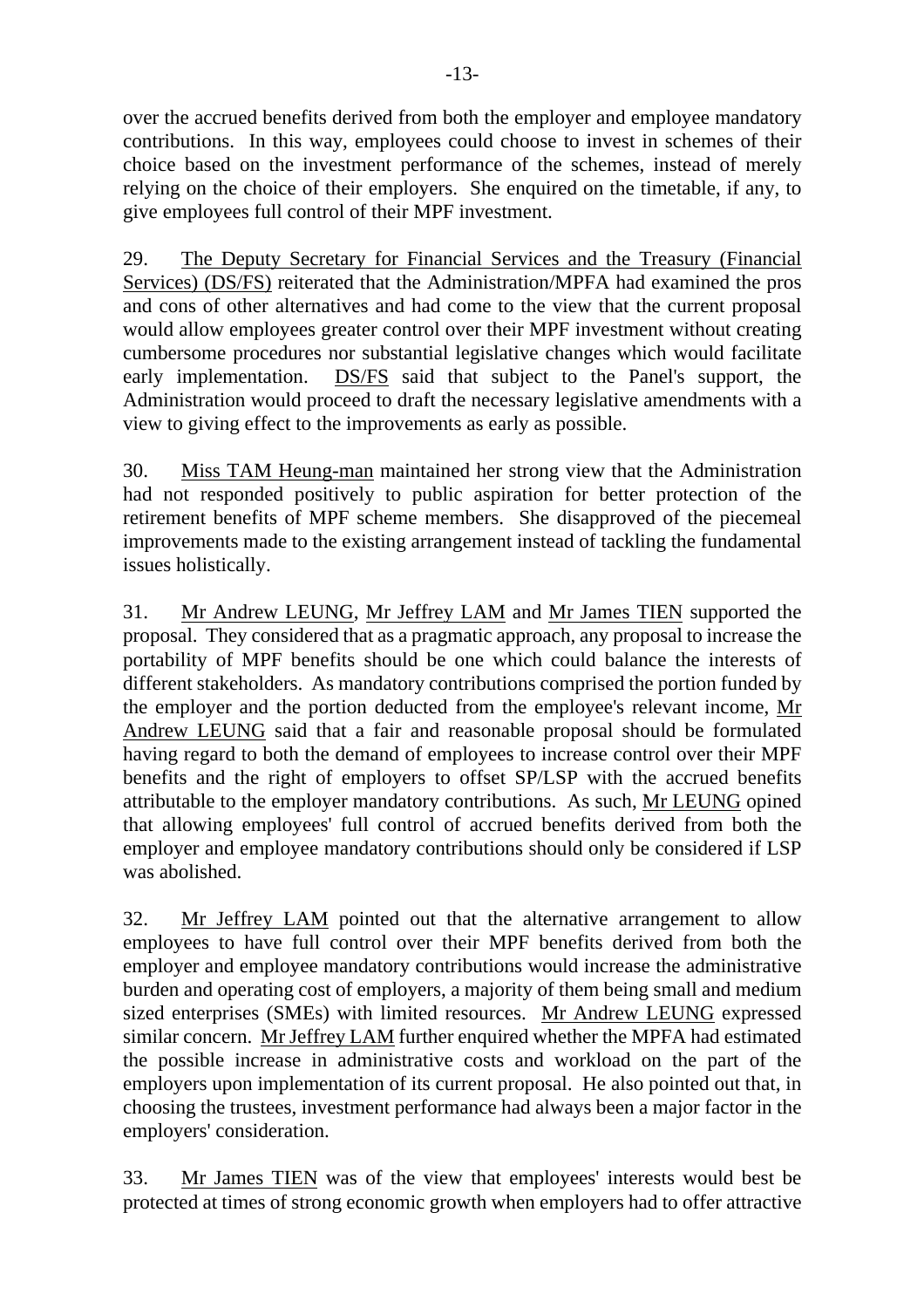over the accrued benefits derived from both the employer and employee mandatory contributions. In this way, employees could choose to invest in schemes of their choice based on the investment performance of the schemes, instead of merely relying on the choice of their employers. She enquired on the timetable, if any, to give employees full control of their MPF investment.

29. The Deputy Secretary for Financial Services and the Treasury (Financial Services) (DS/FS) reiterated that the Administration/MPFA had examined the pros and cons of other alternatives and had come to the view that the current proposal would allow employees greater control over their MPF investment without creating cumbersome procedures nor substantial legislative changes which would facilitate early implementation. DS/FS said that subject to the Panel's support, the Administration would proceed to draft the necessary legislative amendments with a view to giving effect to the improvements as early as possible.

30. Miss TAM Heung-man maintained her strong view that the Administration had not responded positively to public aspiration for better protection of the retirement benefits of MPF scheme members. She disapproved of the piecemeal improvements made to the existing arrangement instead of tackling the fundamental issues holistically.

31. Mr Andrew LEUNG, Mr Jeffrey LAM and Mr James TIEN supported the proposal. They considered that as a pragmatic approach, any proposal to increase the portability of MPF benefits should be one which could balance the interests of different stakeholders. As mandatory contributions comprised the portion funded by the employer and the portion deducted from the employee's relevant income, Mr Andrew LEUNG said that a fair and reasonable proposal should be formulated having regard to both the demand of employees to increase control over their MPF benefits and the right of employers to offset SP/LSP with the accrued benefits attributable to the employer mandatory contributions. As such, Mr LEUNG opined that allowing employees' full control of accrued benefits derived from both the employer and employee mandatory contributions should only be considered if LSP was abolished.

32. Mr Jeffrey LAM pointed out that the alternative arrangement to allow employees to have full control over their MPF benefits derived from both the employer and employee mandatory contributions would increase the administrative burden and operating cost of employers, a majority of them being small and medium sized enterprises (SMEs) with limited resources. Mr Andrew LEUNG expressed similar concern. Mr Jeffrey LAM further enquired whether the MPFA had estimated the possible increase in administrative costs and workload on the part of the employers upon implementation of its current proposal. He also pointed out that, in choosing the trustees, investment performance had always been a major factor in the employers' consideration.

33. Mr James TIEN was of the view that employees' interests would best be protected at times of strong economic growth when employers had to offer attractive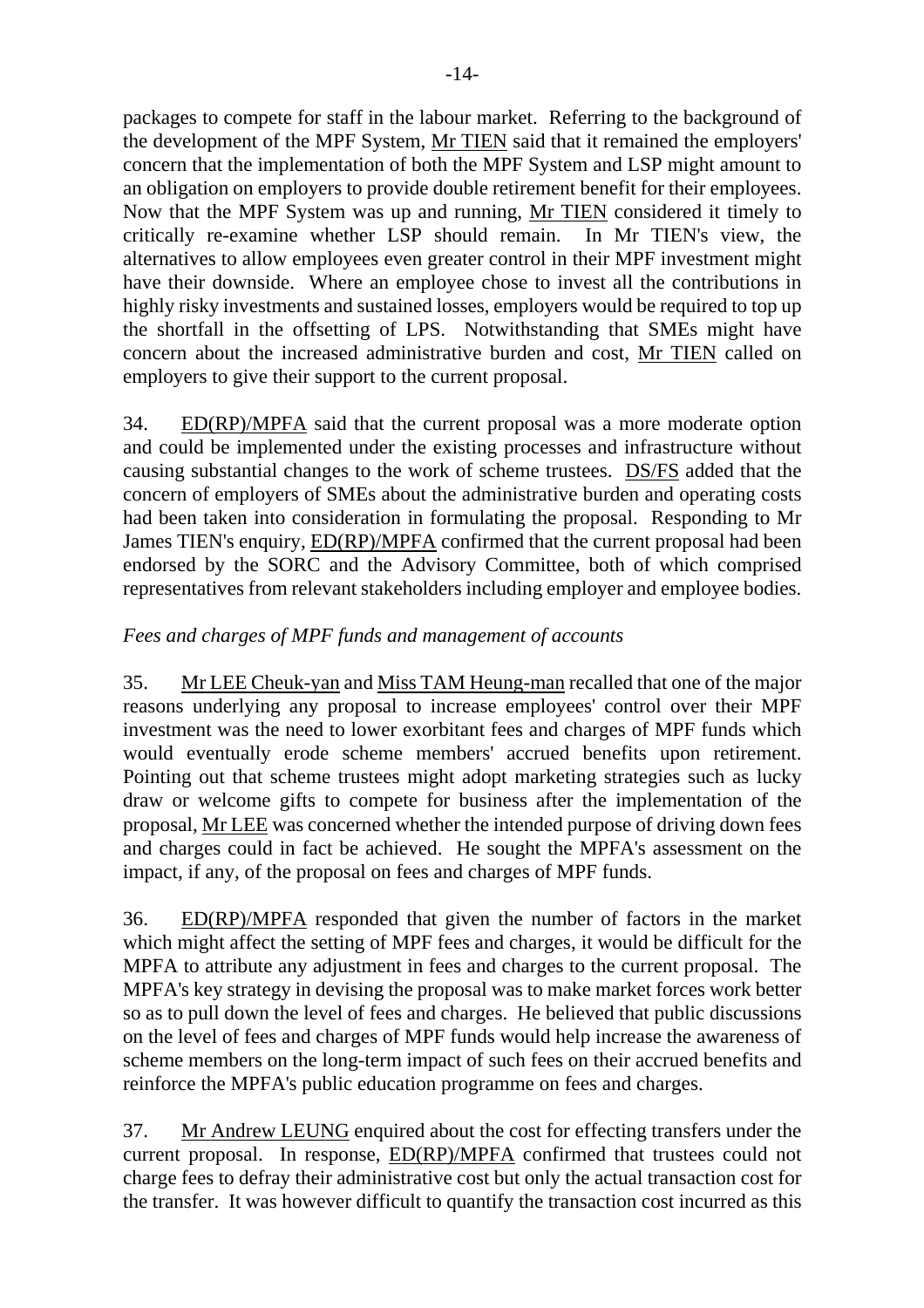packages to compete for staff in the labour market. Referring to the background of the development of the MPF System, Mr TIEN said that it remained the employers' concern that the implementation of both the MPF System and LSP might amount to an obligation on employers to provide double retirement benefit for their employees. Now that the MPF System was up and running, Mr TIEN considered it timely to critically re-examine whether LSP should remain. In Mr TIEN's view, the alternatives to allow employees even greater control in their MPF investment might have their downside. Where an employee chose to invest all the contributions in highly risky investments and sustained losses, employers would be required to top up the shortfall in the offsetting of LPS. Notwithstanding that SMEs might have concern about the increased administrative burden and cost, Mr TIEN called on employers to give their support to the current proposal.

34. ED(RP)/MPFA said that the current proposal was a more moderate option and could be implemented under the existing processes and infrastructure without causing substantial changes to the work of scheme trustees. DS/FS added that the concern of employers of SMEs about the administrative burden and operating costs had been taken into consideration in formulating the proposal. Responding to Mr James TIEN's enquiry, ED(RP)/MPFA confirmed that the current proposal had been endorsed by the SORC and the Advisory Committee, both of which comprised representatives from relevant stakeholders including employer and employee bodies.

*Fees and charges of MPF funds and management of accounts*

35. Mr LEE Cheuk-yan and Miss TAM Heung-man recalled that one of the major reasons underlying any proposal to increase employees' control over their MPF investment was the need to lower exorbitant fees and charges of MPF funds which would eventually erode scheme members' accrued benefits upon retirement. Pointing out that scheme trustees might adopt marketing strategies such as lucky draw or welcome gifts to compete for business after the implementation of the proposal, Mr LEE was concerned whether the intended purpose of driving down fees and charges could in fact be achieved. He sought the MPFA's assessment on the impact, if any, of the proposal on fees and charges of MPF funds.

36. ED(RP)/MPFA responded that given the number of factors in the market which might affect the setting of MPF fees and charges, it would be difficult for the MPFA to attribute any adjustment in fees and charges to the current proposal. The MPFA's key strategy in devising the proposal was to make market forces work better so as to pull down the level of fees and charges. He believed that public discussions on the level of fees and charges of MPF funds would help increase the awareness of scheme members on the long-term impact of such fees on their accrued benefits and reinforce the MPFA's public education programme on fees and charges.

37. Mr Andrew LEUNG enquired about the cost for effecting transfers under the current proposal. In response, ED(RP)/MPFA confirmed that trustees could not charge fees to defray their administrative cost but only the actual transaction cost for the transfer. It was however difficult to quantify the transaction cost incurred as this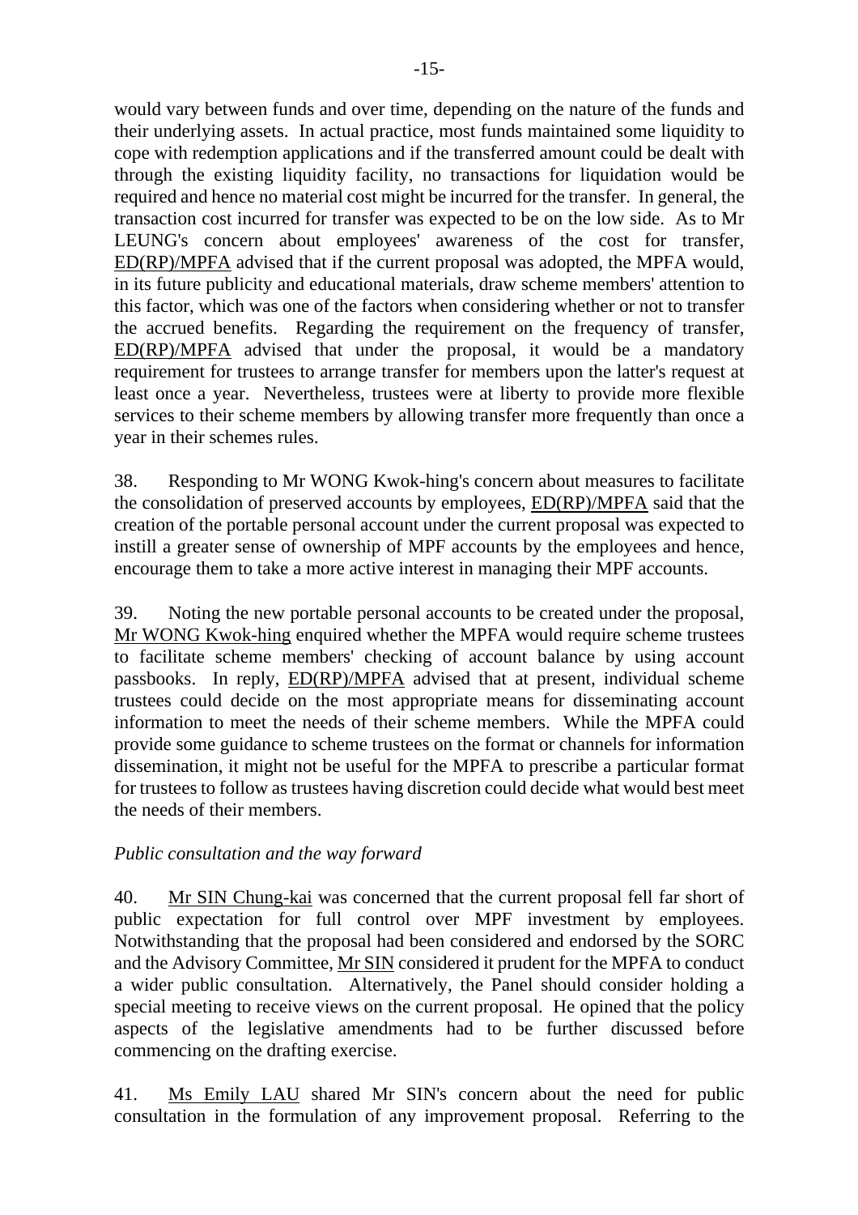would vary between funds and over time, depending on the nature of the funds and their underlying assets. In actual practice, most funds maintained some liquidity to cope with redemption applications and if the transferred amount could be dealt with through the existing liquidity facility, no transactions for liquidation would be required and hence no material cost might be incurred for the transfer. In general, the transaction cost incurred for transfer was expected to be on the low side. As to Mr LEUNG's concern about employees' awareness of the cost for transfer, ED(RP)/MPFA advised that if the current proposal was adopted, the MPFA would, in its future publicity and educational materials, draw scheme members' attention to this factor, which was one of the factors when considering whether or not to transfer the accrued benefits. Regarding the requirement on the frequency of transfer, ED(RP)/MPFA advised that under the proposal, it would be a mandatory requirement for trustees to arrange transfer for members upon the latter's request at least once a year. Nevertheless, trustees were at liberty to provide more flexible services to their scheme members by allowing transfer more frequently than once a year in their schemes rules.

38. Responding to Mr WONG Kwok-hing's concern about measures to facilitate the consolidation of preserved accounts by employees, ED(RP)/MPFA said that the creation of the portable personal account under the current proposal was expected to instill a greater sense of ownership of MPF accounts by the employees and hence, encourage them to take a more active interest in managing their MPF accounts.

39. Noting the new portable personal accounts to be created under the proposal, Mr WONG Kwok-hing enquired whether the MPFA would require scheme trustees to facilitate scheme members' checking of account balance by using account passbooks. In reply, ED(RP)/MPFA advised that at present, individual scheme trustees could decide on the most appropriate means for disseminating account information to meet the needs of their scheme members. While the MPFA could provide some guidance to scheme trustees on the format or channels for information dissemination, it might not be useful for the MPFA to prescribe a particular format for trustees to follow as trustees having discretion could decide what would best meet the needs of their members.

*Public consultation and the way forward*

40. Mr SIN Chung-kai was concerned that the current proposal fell far short of public expectation for full control over MPF investment by employees. Notwithstanding that the proposal had been considered and endorsed by the SORC and the Advisory Committee, Mr SIN considered it prudent for the MPFA to conduct a wider public consultation. Alternatively, the Panel should consider holding a special meeting to receive views on the current proposal. He opined that the policy aspects of the legislative amendments had to be further discussed before commencing on the drafting exercise.

41. Ms Emily LAU shared Mr SIN's concern about the need for public consultation in the formulation of any improvement proposal. Referring to the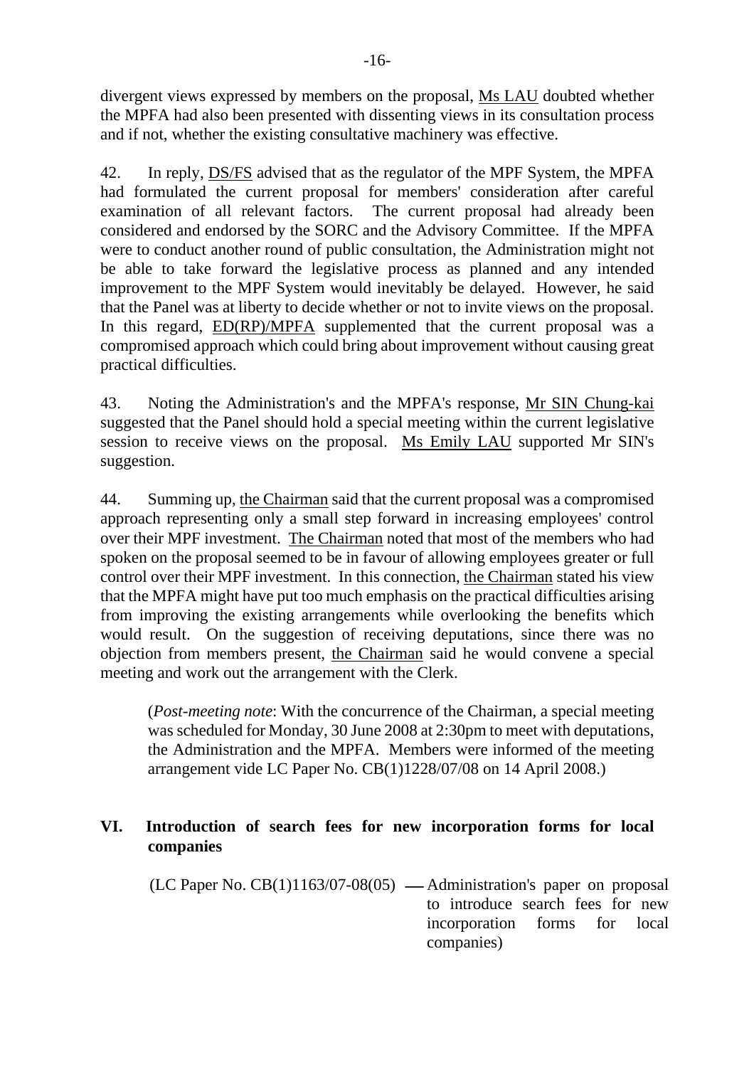divergent views expressed by members on the proposal, Ms LAU doubted whether the MPFA had also been presented with dissenting views in its consultation process and if not, whether the existing consultative machinery was effective.

42. In reply, DS/FS advised that as the regulator of the MPF System, the MPFA had formulated the current proposal for members' consideration after careful examination of all relevant factors. The current proposal had already been considered and endorsed by the SORC and the Advisory Committee. If the MPFA were to conduct another round of public consultation, the Administration might not be able to take forward the legislative process as planned and any intended improvement to the MPF System would inevitably be delayed. However, he said that the Panel was at liberty to decide whether or not to invite views on the proposal. In this regard, ED(RP)/MPFA supplemented that the current proposal was a compromised approach which could bring about improvement without causing great practical difficulties.

43. Noting the Administration's and the MPFA's response, Mr SIN Chung-kai suggested that the Panel should hold a special meeting within the current legislative session to receive views on the proposal. Ms Emily LAU supported Mr SIN's suggestion.

44. Summing up, the Chairman said that the current proposal was a compromised approach representing only a small step forward in increasing employees' control over their MPF investment. The Chairman noted that most of the members who had spoken on the proposal seemed to be in favour of allowing employees greater or full control over their MPF investment. In this connection, the Chairman stated his view that the MPFA might have put too much emphasis on the practical difficulties arising from improving the existing arrangements while overlooking the benefits which would result. On the suggestion of receiving deputations, since there was no objection from members present, the Chairman said he would convene a special meeting and work out the arrangement with the Clerk.

> (*Post-meeting note*: With the concurrence of the Chairman, a special meeting was scheduled for Monday, 30 June 2008 at 2:30pm to meet with deputations, the Administration and the MPFA. Members were informed of the meeting arrangement vide LC Paper No. CB(1)1228/07/08 on 14 April 2008.)

## VI. Introduction of search fees for new incorporation forms for local companies

(LC Paper No. CB(1)1163/07-08(05) — Administration's paper on proposal to introduce search fees for new incorporation forms for local companies)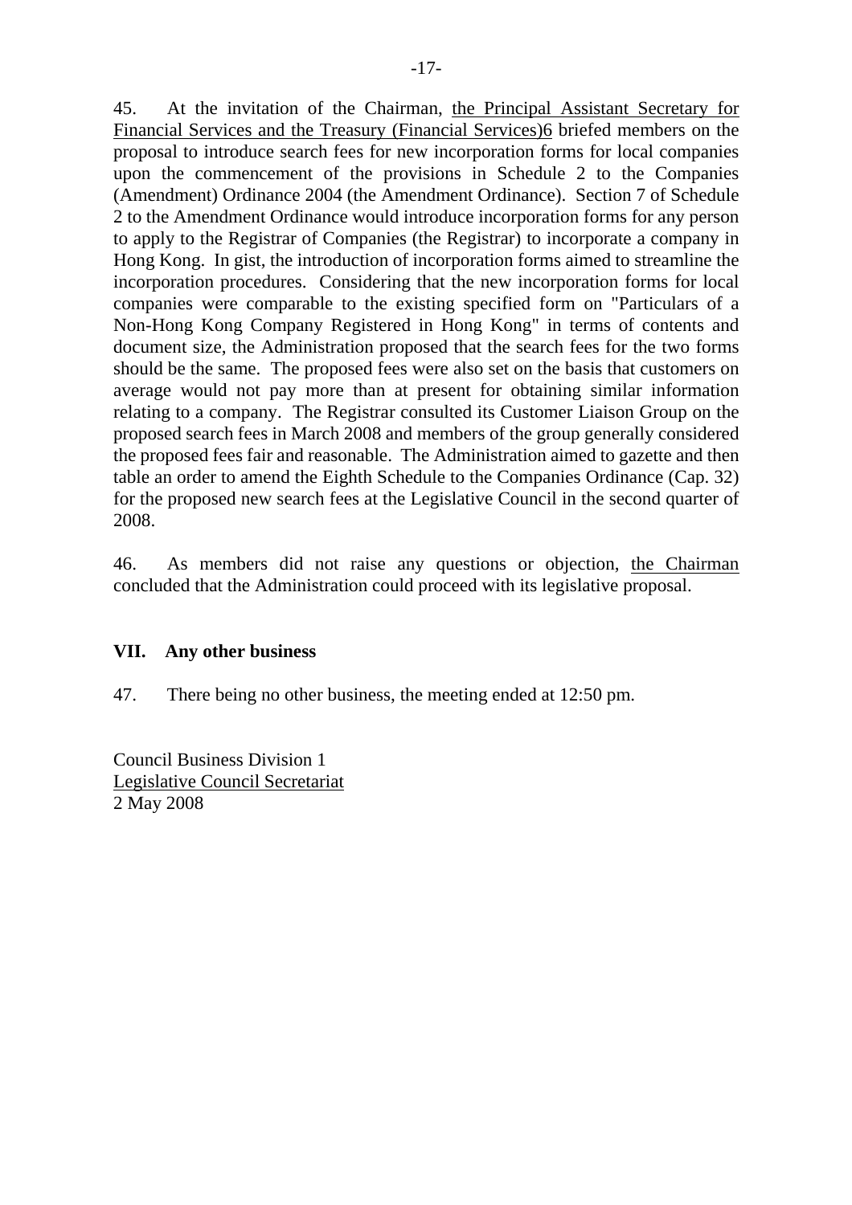45. At the invitation of the Chairman, the Principal Assistant Secretary for Financial Services and the Treasury (Financial Services)6 briefed members on the proposal to introduce search fees for new incorporation forms for local companies upon the commencement of the provisions in Schedule 2 to the Companies (Amendment) Ordinance 2004 (the Amendment Ordinance). Section 7 of Schedule 2 to the Amendment Ordinance would introduce incorporation forms for any person to apply to the Registrar of Companies (the Registrar) to incorporate a company in Hong Kong. In gist, the introduction of incorporation forms aimed to streamline the incorporation procedures. Considering that the new incorporation forms for local companies were comparable to the existing specified form on "Particulars of a Non-Hong Kong Company Registered in Hong Kong" in terms of contents and document size, the Administration proposed that the search fees for the two forms should be the same. The proposed fees were also set on the basis that customers on average would not pay more than at present for obtaining similar information relating to a company. The Registrar consulted its Customer Liaison Group on the proposed search fees in March 2008 and members of the group generally considered the proposed fees fair and reasonable. The Administration aimed to gazette and then table an order to amend the Eighth Schedule to the Companies Ordinance (Cap. 32) for the proposed new search fees at the Legislative Council in the second quarter of 2008.

46. As members did not raise any questions or objection, the Chairman concluded that the Administration could proceed with its legislative proposal.

## VII. Any other business

47. There being no other business, the meeting ended at 12:50 pm.

Council Business Division 1
Legislative Council Secretariat
2 May 2008